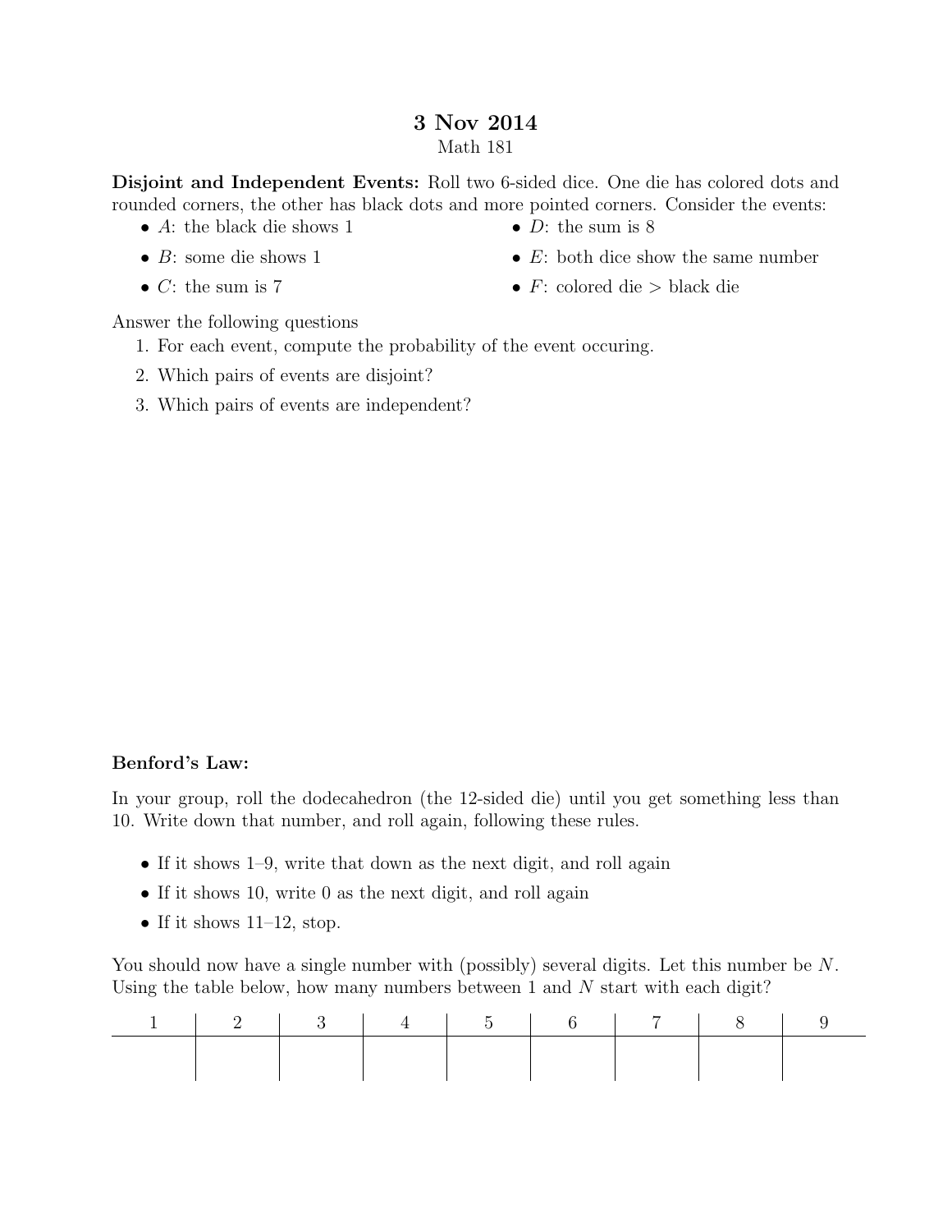# 3 Nov 2014

Math 181

**Disjoint and Independent Events:** Roll two 6-sided dice. One die has colored dots and rounded corners, the other has black dots and more pointed corners. Consider the events:

- $A$: the black die shows 1
- $B$: some die shows 1
- $C$: the sum is 7
- $D$: the sum is 8
- $E$: both dice show the same number
- $F$: colored die > black die

Answer the following questions

1. For each event, compute the probability of the event occuring.
2. Which pairs of events are disjoint?
3. Which pairs of events are independent?

**Benford's Law:**

In your group, roll the dodecahedron (the 12-sided die) until you get something less than 10. Write down that number, and roll again, following these rules.

- If it shows 1–9, write that down as the next digit, and roll again
- If it shows 10, write 0 as the next digit, and roll again
- If it shows 11–12, stop.

You should now have a single number with (possibly) several digits. Let this number be $N$. Using the table below, how many numbers between 1 and $N$ start with each digit?

| 1 | 2 | 3 | 4 | 5 | 6 | 7 | 8 | 9 |
|---|---|---|---|---|---|---|---|---|
| | | | | | | | | |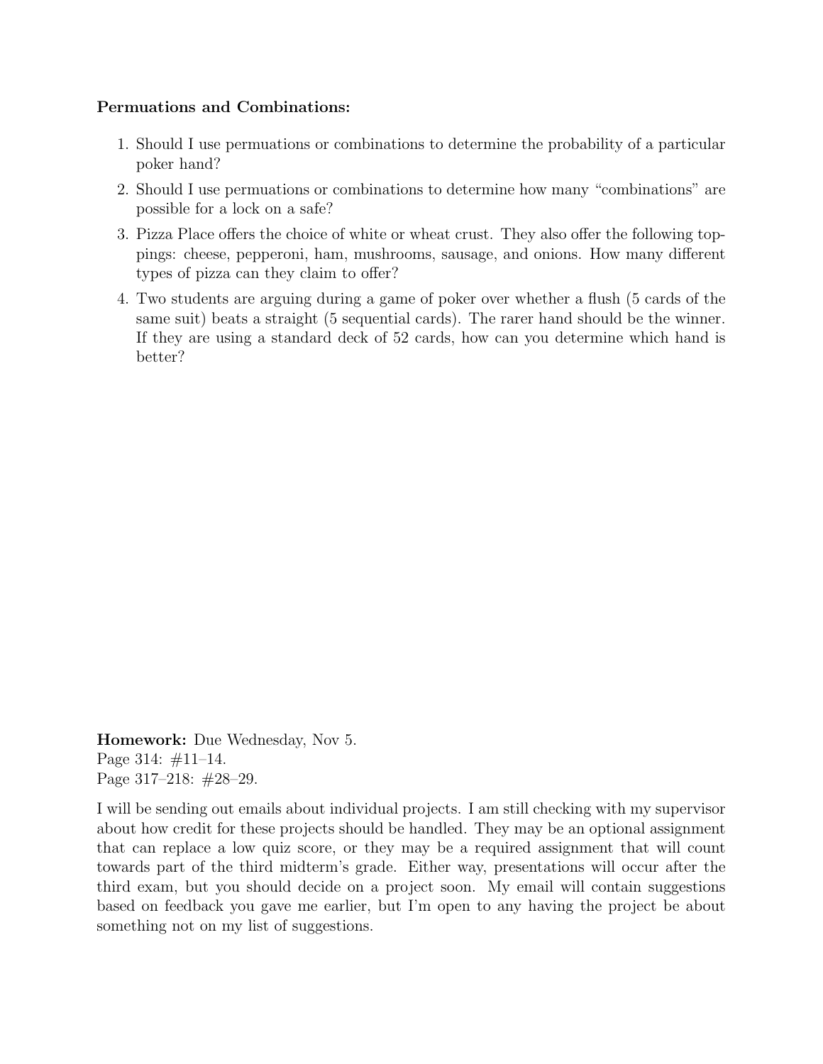**Permuations and Combinations:**

1. Should I use permuations or combinations to determine the probability of a particular poker hand?
2. Should I use permuations or combinations to determine how many "combinations" are possible for a lock on a safe?
3. Pizza Place offers the choice of white or wheat crust. They also offer the following toppings: cheese, pepperoni, ham, mushrooms, sausage, and onions. How many different types of pizza can they claim to offer?
4. Two students are arguing during a game of poker over whether a flush (5 cards of the same suit) beats a straight (5 sequential cards). The rarer hand should be the winner. If they are using a standard deck of 52 cards, how can you determine which hand is better?

**Homework:** Due Wednesday, Nov 5.
Page 314: #11–14.
Page 317–218: #28–29.

I will be sending out emails about individual projects. I am still checking with my supervisor about how credit for these projects should be handled. They may be an optional assignment that can replace a low quiz score, or they may be a required assignment that will count towards part of the third midterm's grade. Either way, presentations will occur after the third exam, but you should decide on a project soon. My email will contain suggestions based on feedback you gave me earlier, but I'm open to any having the project be about something not on my list of suggestions.